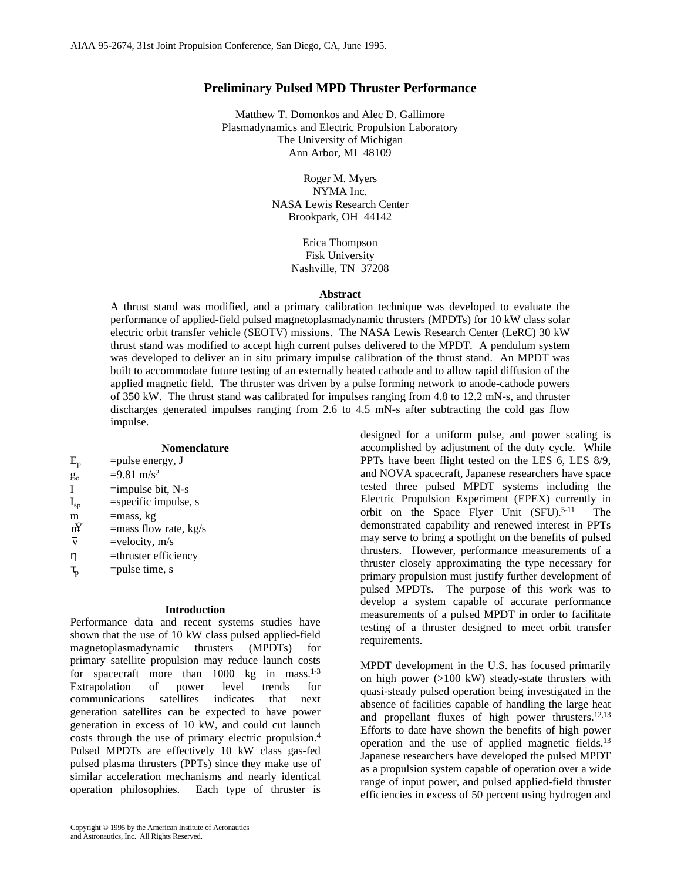AIAA 95-2674, 31st Joint Propulsion Conference, San Diego, CA, June 1995.

# Preliminary Pulsed MPD Thruster Performance

Matthew T. Domonkos and Alec D. Gallimore
Plasmadynamics and Electric Propulsion Laboratory
The University of Michigan
Ann Arbor, MI 48109

Roger M. Myers
NYMA Inc.
NASA Lewis Research Center
Brookpark, OH 44142

Erica Thompson
Fisk University
Nashville, TN 37208

## Abstract

A thrust stand was modified, and a primary calibration technique was developed to evaluate the performance of applied-field pulsed magnetoplasmadynamic thrusters (MPDTs) for 10 kW class solar electric orbit transfer vehicle (SEOTV) missions. The NASA Lewis Research Center (LeRC) 30 kW thrust stand was modified to accept high current pulses delivered to the MPDT. A pendulum system was developed to deliver an in situ primary impulse calibration of the thrust stand. An MPDT was built to accommodate future testing of an externally heated cathode and to allow rapid diffusion of the applied magnetic field. The thruster was driven by a pulse forming network to anode-cathode powers of 350 kW. The thrust stand was calibrated for impulses ranging from 4.8 to 12.2 mN-s, and thruster discharges generated impulses ranging from 2.6 to 4.5 mN-s after subtracting the cold gas flow impulse.

## Nomenclature

| | |
|---|---|
| $E_p$ | =pulse energy, J |
| $g_o$ | =9.81 m/s$^2$ |
| $I$ | =impulse bit, N-s |
| $I_{sp}$ | =specific impulse, s |
| $m$ | =mass, kg |
| $\dot{m}$ | =mass flow rate, kg/s |
| $\bar{v}$ | =velocity, m/s |
| $\eta$ | =thruster efficiency |
| $\tau_p$ | =pulse time, s |

## Introduction

Performance data and recent systems studies have shown that the use of 10 kW class pulsed applied-field magnetoplasmadynamic thrusters (MPDTs) for primary satellite propulsion may reduce launch costs for spacecraft more than 1000 kg in mass.[1-3] Extrapolation of power level trends for communications satellites indicates that next generation satellites can be expected to have power generation in excess of 10 kW, and could cut launch costs through the use of primary electric propulsion.[4] Pulsed MPDTs are effectively 10 kW class gas-fed pulsed plasma thrusters (PPTs) since they make use of similar acceleration mechanisms and nearly identical operation philosophies. Each type of thruster is designed for a uniform pulse, and power scaling is accomplished by adjustment of the duty cycle. While PPTs have been flight tested on the LES 6, LES 8/9, and NOVA spacecraft, Japanese researchers have space tested three pulsed MPDT systems including the Electric Propulsion Experiment (EPEX) currently in orbit on the Space Flyer Unit (SFU).[5-11] The demonstrated capability and renewed interest in PPTs may serve to bring a spotlight on the benefits of pulsed thrusters. However, performance measurements of a thruster closely approximating the type necessary for primary propulsion must justify further development of pulsed MPDTs. The purpose of this work was to develop a system capable of accurate performance measurements of a pulsed MPDT in order to facilitate testing of a thruster designed to meet orbit transfer requirements.

MPDT development in the U.S. has focused primarily on high power (>100 kW) steady-state thrusters with quasi-steady pulsed operation being investigated in the absence of facilities capable of handling the large heat and propellant fluxes of high power thrusters.[12,13] Efforts to date have shown the benefits of high power operation and the use of applied magnetic fields.[13] Japanese researchers have developed the pulsed MPDT as a propulsion system capable of operation over a wide range of input power, and pulsed applied-field thruster efficiencies in excess of 50 percent using hydrogen and

Copyright © 1995 by the American Institute of Aeronautics and Astronautics, Inc. All Rights Reserved.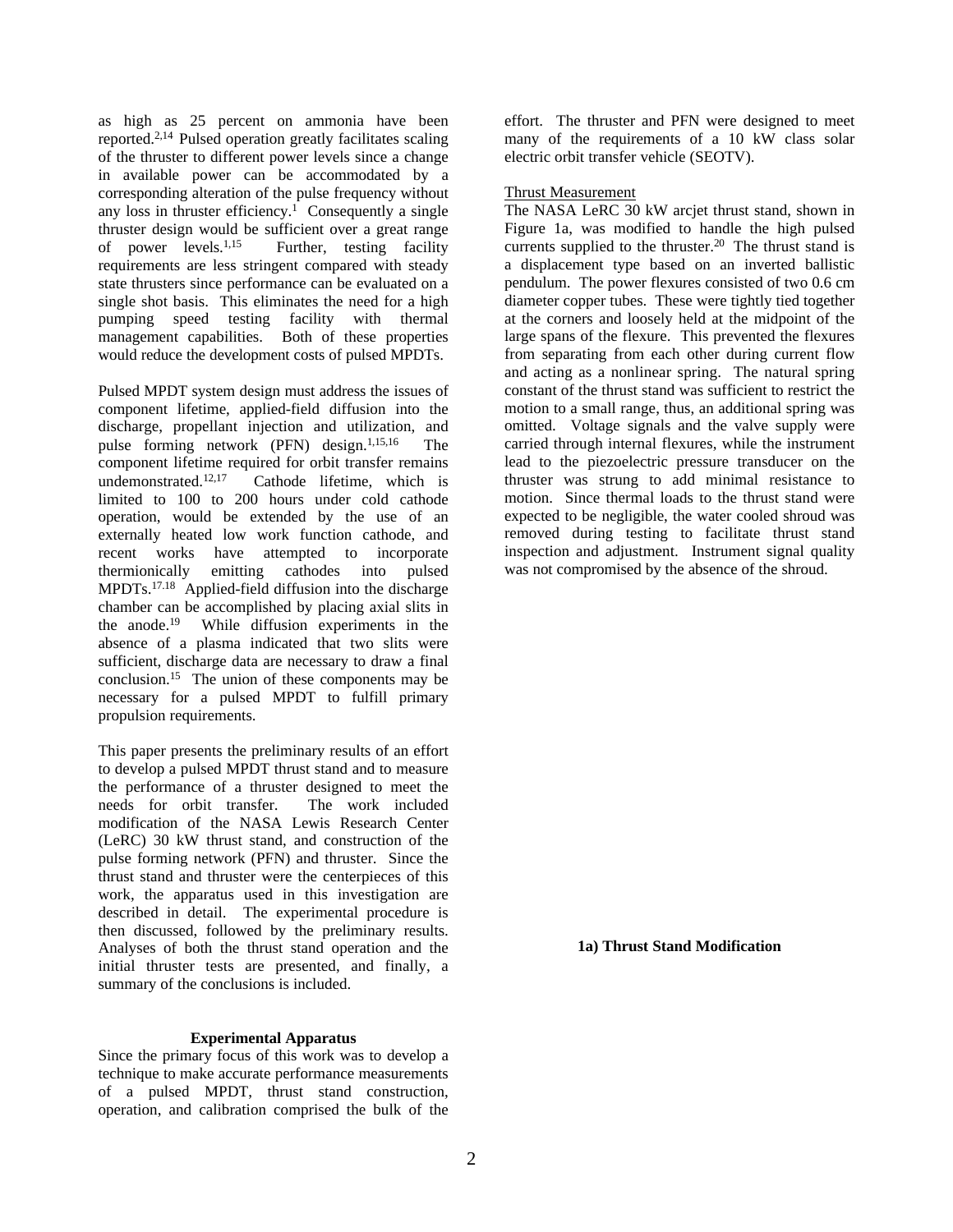as high as 25 percent on ammonia have been reported.[2,14] Pulsed operation greatly facilitates scaling of the thruster to different power levels since a change in available power can be accommodated by a corresponding alteration of the pulse frequency without any loss in thruster efficiency.[1] Consequently a single thruster design would be sufficient over a great range of power levels.[1,15] Further, testing facility requirements are less stringent compared with steady state thrusters since performance can be evaluated on a single shot basis. This eliminates the need for a high pumping speed testing facility with thermal management capabilities. Both of these properties would reduce the development costs of pulsed MPDTs.

Pulsed MPDT system design must address the issues of component lifetime, applied-field diffusion into the discharge, propellant injection and utilization, and pulse forming network (PFN) design.[1,15,16] The component lifetime required for orbit transfer remains undemonstrated.[12,17] Cathode lifetime, which is limited to 100 to 200 hours under cold cathode operation, would be extended by the use of an externally heated low work function cathode, and recent works have attempted to incorporate thermionically emitting cathodes into pulsed MPDTs.[17,18] Applied-field diffusion into the discharge chamber can be accomplished by placing axial slits in the anode.[19] While diffusion experiments in the absence of a plasma indicated that two slits were sufficient, discharge data are necessary to draw a final conclusion.[15] The union of these components may be necessary for a pulsed MPDT to fulfill primary propulsion requirements.

This paper presents the preliminary results of an effort to develop a pulsed MPDT thrust stand and to measure the performance of a thruster designed to meet the needs for orbit transfer. The work included modification of the NASA Lewis Research Center (LeRC) 30 kW thrust stand, and construction of the pulse forming network (PFN) and thruster. Since the thrust stand and thruster were the centerpieces of this work, the apparatus used in this investigation are described in detail. The experimental procedure is then discussed, followed by the preliminary results. Analyses of both the thrust stand operation and the initial thruster tests are presented, and finally, a summary of the conclusions is included.

## Experimental Apparatus

Since the primary focus of this work was to develop a technique to make accurate performance measurements of a pulsed MPDT, thrust stand construction, operation, and calibration comprised the bulk of the effort. The thruster and PFN were designed to meet many of the requirements of a 10 kW class solar electric orbit transfer vehicle (SEOTV).

### Thrust Measurement

The NASA LeRC 30 kW arcjet thrust stand, shown in Figure 1a, was modified to handle the high pulsed currents supplied to the thruster.[20] The thrust stand is a displacement type based on an inverted ballistic pendulum. The power flexures consisted of two 0.6 cm diameter copper tubes. These were tightly tied together at the corners and loosely held at the midpoint of the large spans of the flexure. This prevented the flexures from separating from each other during current flow and acting as a nonlinear spring. The natural spring constant of the thrust stand was sufficient to restrict the motion to a small range, thus, an additional spring was omitted. Voltage signals and the valve supply were carried through internal flexures, while the instrument lead to the piezoelectric pressure transducer on the thruster was strung to add minimal resistance to motion. Since thermal loads to the thrust stand were expected to be negligible, the water cooled shroud was removed during testing to facilitate thrust stand inspection and adjustment. Instrument signal quality was not compromised by the absence of the shroud.

**1a) Thrust Stand Modification**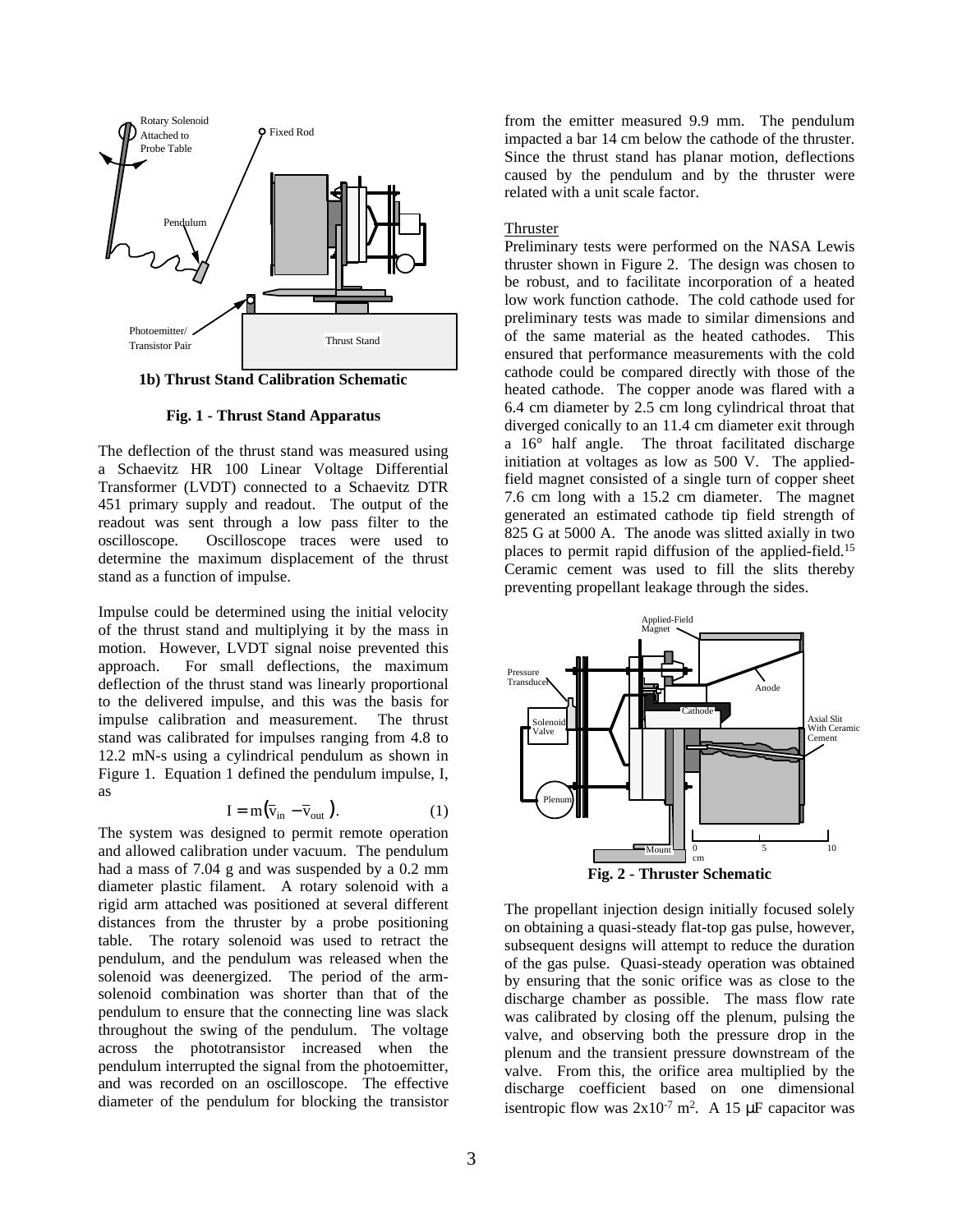1b) Thrust Stand Calibration Schematic

**Fig. 1 - Thrust Stand Apparatus**

The deflection of the thrust stand was measured using a Schaevitz HR 100 Linear Voltage Differential Transformer (LVDT) connected to a Schaevitz DTR 451 primary supply and readout. The output of the readout was sent through a low pass filter to the oscilloscope. Oscilloscope traces were used to determine the maximum displacement of the thrust stand as a function of impulse.

Impulse could be determined using the initial velocity of the thrust stand and multiplying it by the mass in motion. However, LVDT signal noise prevented this approach. For small deflections, the maximum deflection of the thrust stand was linearly proportional to the delivered impulse, and this was the basis for impulse calibration and measurement. The thrust stand was calibrated for impulses ranging from 4.8 to 12.2 mN-s using a cylindrical pendulum as shown in Figure 1. Equation 1 defined the pendulum impulse, I, as

$$I = m\left(\bar{v}_{in} - \bar{v}_{out}\right). \tag{1}$$

The system was designed to permit remote operation and allowed calibration under vacuum. The pendulum had a mass of 7.04 g and was suspended by a 0.2 mm diameter plastic filament. A rotary solenoid with a rigid arm attached was positioned at several different distances from the thruster by a probe positioning table. The rotary solenoid was used to retract the pendulum, and the pendulum was released when the solenoid was deenergized. The period of the arm-solenoid combination was shorter than that of the pendulum to ensure that the connecting line was slack throughout the swing of the pendulum. The voltage across the phototransistor increased when the pendulum interrupted the signal from the photoemitter, and was recorded on an oscilloscope. The effective diameter of the pendulum for blocking the transistor from the emitter measured 9.9 mm. The pendulum impacted a bar 14 cm below the cathode of the thruster. Since the thrust stand has planar motion, deflections caused by the pendulum and by the thruster were related with a unit scale factor.

## Thruster

Preliminary tests were performed on the NASA Lewis thruster shown in Figure 2. The design was chosen to be robust, and to facilitate incorporation of a heated low work function cathode. The cold cathode used for preliminary tests was made to similar dimensions and of the same material as the heated cathodes. This ensured that performance measurements with the cold cathode could be compared directly with those of the heated cathode. The copper anode was flared with a 6.4 cm diameter by 2.5 cm long cylindrical throat that diverged conically to an 11.4 cm diameter exit through a 16° half angle. The throat facilitated discharge initiation at voltages as low as 500 V. The applied-field magnet consisted of a single turn of copper sheet 7.6 cm long with a 15.2 cm diameter. The magnet generated an estimated cathode tip field strength of 825 G at 5000 A. The anode was slitted axially in two places to permit rapid diffusion of the applied-field.[15] Ceramic cement was used to fill the slits thereby preventing propellant leakage through the sides.

**Fig. 2 - Thruster Schematic**

The propellant injection design initially focused solely on obtaining a quasi-steady flat-top gas pulse, however, subsequent designs will attempt to reduce the duration of the gas pulse. Quasi-steady operation was obtained by ensuring that the sonic orifice was as close to the discharge chamber as possible. The mass flow rate was calibrated by closing off the plenum, pulsing the valve, and observing both the pressure drop in the plenum and the transient pressure downstream of the valve. From this, the orifice area multiplied by the discharge coefficient based on one dimensional isentropic flow was $2\times10^{-7}$ m$^2$. A 15 μF capacitor was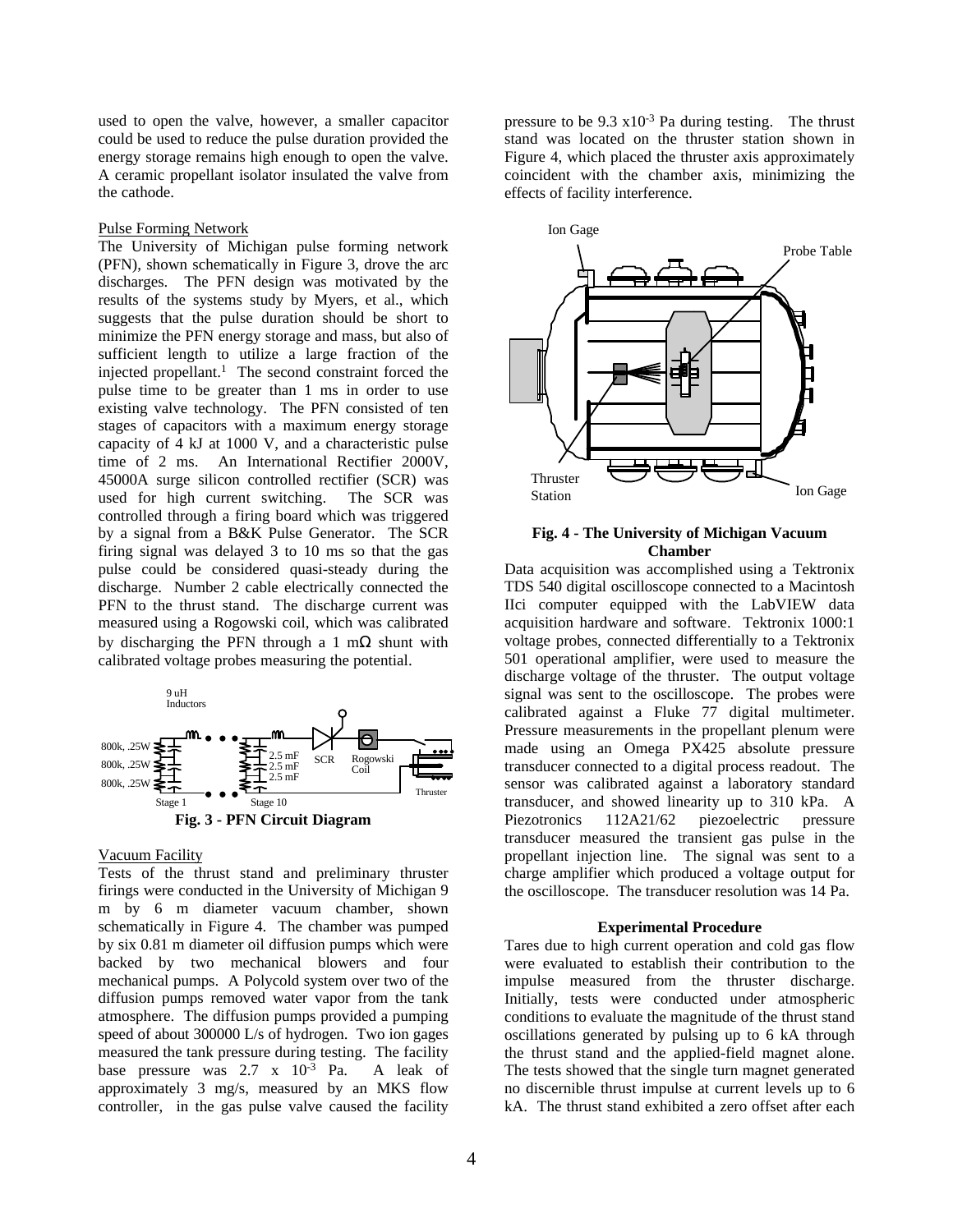used to open the valve, however, a smaller capacitor could be used to reduce the pulse duration provided the energy storage remains high enough to open the valve. A ceramic propellant isolator insulated the valve from the cathode.

### Pulse Forming Network

The University of Michigan pulse forming network (PFN), shown schematically in Figure 3, drove the arc discharges. The PFN design was motivated by the results of the systems study by Myers, et al., which suggests that the pulse duration should be short to minimize the PFN energy storage and mass, but also of sufficient length to utilize a large fraction of the injected propellant.[1] The second constraint forced the pulse time to be greater than 1 ms in order to use existing valve technology. The PFN consisted of ten stages of capacitors with a maximum energy storage capacity of 4 kJ at 1000 V, and a characteristic pulse time of 2 ms. An International Rectifier 2000V, 45000A surge silicon controlled rectifier (SCR) was used for high current switching. The SCR was controlled through a firing board which was triggered by a signal from a B&K Pulse Generator. The SCR firing signal was delayed 3 to 10 ms so that the gas pulse could be considered quasi-steady during the discharge. Number 2 cable electrically connected the PFN to the thrust stand. The discharge current was measured using a Rogowski coil, which was calibrated by discharging the PFN through a 1 mΩ shunt with calibrated voltage probes measuring the potential.

**Fig. 3 - PFN Circuit Diagram**

### Vacuum Facility

Tests of the thrust stand and preliminary thruster firings were conducted in the University of Michigan 9 m by 6 m diameter vacuum chamber, shown schematically in Figure 4. The chamber was pumped by six 0.81 m diameter oil diffusion pumps which were backed by two mechanical blowers and four mechanical pumps. A Polycold system over two of the diffusion pumps removed water vapor from the tank atmosphere. The diffusion pumps provided a pumping speed of about 300000 L/s of hydrogen. Two ion gages measured the tank pressure during testing. The facility base pressure was $2.7 \times 10^{-3}$ Pa. A leak of approximately 3 mg/s, measured by an MKS flow controller, in the gas pulse valve caused the facility pressure to be $9.3 \times 10^{-3}$ Pa during testing. The thrust stand was located on the thruster station shown in Figure 4, which placed the thruster axis approximately coincident with the chamber axis, minimizing the effects of facility interference.

**Fig. 4 - The University of Michigan Vacuum Chamber**

Data acquisition was accomplished using a Tektronix TDS 540 digital oscilloscope connected to a Macintosh IIci computer equipped with the LabVIEW data acquisition hardware and software. Tektronix 1000:1 voltage probes, connected differentially to a Tektronix 501 operational amplifier, were used to measure the discharge voltage of the thruster. The output voltage signal was sent to the oscilloscope. The probes were calibrated against a Fluke 77 digital multimeter. Pressure measurements in the propellant plenum were made using an Omega PX425 absolute pressure transducer connected to a digital process readout. The sensor was calibrated against a laboratory standard transducer, and showed linearity up to 310 kPa. A Piezotronics 112A21/62 piezoelectric pressure transducer measured the transient gas pulse in the propellant injection line. The signal was sent to a charge amplifier which produced a voltage output for the oscilloscope. The transducer resolution was 14 Pa.

## Experimental Procedure

Tares due to high current operation and cold gas flow were evaluated to establish their contribution to the impulse measured from the thruster discharge. Initially, tests were conducted under atmospheric conditions to evaluate the magnitude of the thrust stand oscillations generated by pulsing up to 6 kA through the thrust stand and the applied-field magnet alone. The tests showed that the single turn magnet generated no discernible thrust impulse at current levels up to 6 kA. The thrust stand exhibited a zero offset after each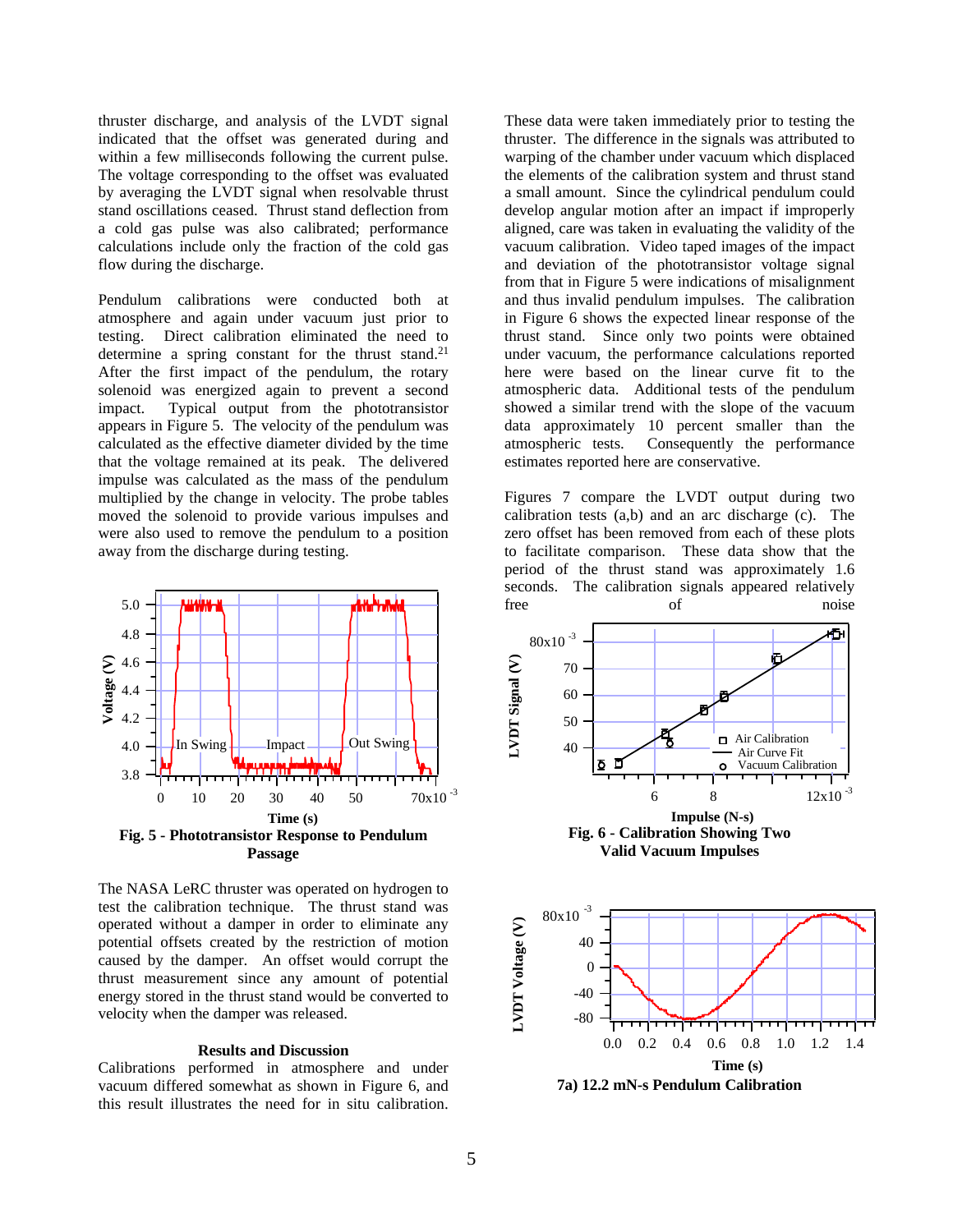thruster discharge, and analysis of the LVDT signal indicated that the offset was generated during and within a few milliseconds following the current pulse. The voltage corresponding to the offset was evaluated by averaging the LVDT signal when resolvable thrust stand oscillations ceased. Thrust stand deflection from a cold gas pulse was also calibrated; performance calculations include only the fraction of the cold gas flow during the discharge.

Pendulum calibrations were conducted both at atmosphere and again under vacuum just prior to testing. Direct calibration eliminated the need to determine a spring constant for the thrust stand.[21] After the first impact of the pendulum, the rotary solenoid was energized again to prevent a second impact. Typical output from the phototransistor appears in Figure 5. The velocity of the pendulum was calculated as the effective diameter divided by the time that the voltage remained at its peak. The delivered impulse was calculated as the mass of the pendulum multiplied by the change in velocity. The probe tables moved the solenoid to provide various impulses and were also used to remove the pendulum to a position away from the discharge during testing.

**Fig. 5 - Phototransistor Response to Pendulum Passage**

The NASA LeRC thruster was operated on hydrogen to test the calibration technique. The thrust stand was operated without a damper in order to eliminate any potential offsets created by the restriction of motion caused by the damper. An offset would corrupt the thrust measurement since any amount of potential energy stored in the thrust stand would be converted to velocity when the damper was released.

### Results and Discussion

Calibrations performed in atmosphere and under vacuum differed somewhat as shown in Figure 6, and this result illustrates the need for in situ calibration. These data were taken immediately prior to testing the thruster. The difference in the signals was attributed to warping of the chamber under vacuum which displaced the elements of the calibration system and thrust stand a small amount. Since the cylindrical pendulum could develop angular motion after an impact if improperly aligned, care was taken in evaluating the validity of the vacuum calibration. Video taped images of the impact and deviation of the phototransistor voltage signal from that in Figure 5 were indications of misalignment and thus invalid pendulum impulses. The calibration in Figure 6 shows the expected linear response of the thrust stand. Since only two points were obtained under vacuum, the performance calculations reported here were based on the linear curve fit to the atmospheric data. Additional tests of the pendulum showed a similar trend with the slope of the vacuum data approximately 10 percent smaller than the atmospheric tests. Consequently the performance estimates reported here are conservative.

Figures 7 compare the LVDT output during two calibration tests (a,b) and an arc discharge (c). The zero offset has been removed from each of these plots to facilitate comparison. These data show that the period of the thrust stand was approximately 1.6 seconds. The calibration signals appeared relatively free of noise

**Fig. 6 - Calibration Showing Two Valid Vacuum Impulses**

**7a) 12.2 mN-s Pendulum Calibration**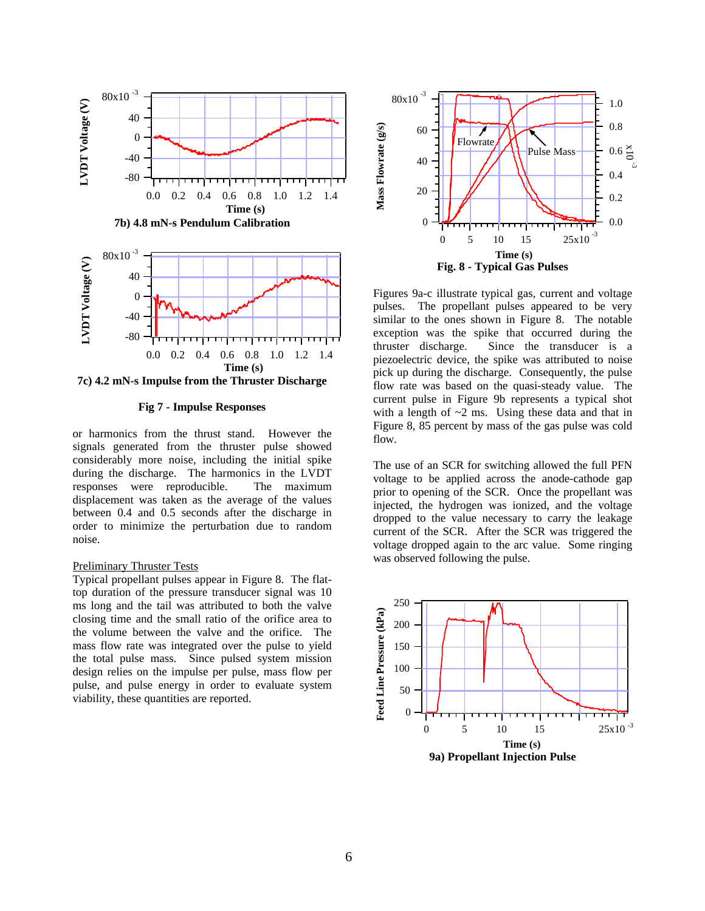7b) 4.8 mN-s Pendulum Calibration

7c) 4.2 mN-s Impulse from the Thruster Discharge

**Fig 7 - Impulse Responses**

or harmonics from the thrust stand. However the signals generated from the thruster pulse showed considerably more noise, including the initial spike during the discharge. The harmonics in the LVDT responses were reproducible. The maximum displacement was taken as the average of the values between 0.4 and 0.5 seconds after the discharge in order to minimize the perturbation due to random noise.

Preliminary Thruster Tests

Typical propellant pulses appear in Figure 8. The flat-top duration of the pressure transducer signal was 10 ms long and the tail was attributed to both the valve closing time and the small ratio of the orifice area to the volume between the valve and the orifice. The mass flow rate was integrated over the pulse to yield the total pulse mass. Since pulsed system mission design relies on the impulse per pulse, mass flow per pulse, and pulse energy in order to evaluate system viability, these quantities are reported.

**Fig. 8 - Typical Gas Pulses**

Figures 9a-c illustrate typical gas, current and voltage pulses. The propellant pulses appeared to be very similar to the ones shown in Figure 8. The notable exception was the spike that occurred during the thruster discharge. Since the transducer is a piezoelectric device, the spike was attributed to noise pick up during the discharge. Consequently, the pulse flow rate was based on the quasi-steady value. The current pulse in Figure 9b represents a typical shot with a length of ~2 ms. Using these data and that in Figure 8, 85 percent by mass of the gas pulse was cold flow.

The use of an SCR for switching allowed the full PFN voltage to be applied across the anode-cathode gap prior to opening of the SCR. Once the propellant was injected, the hydrogen was ionized, and the voltage dropped to the value necessary to carry the leakage current of the SCR. After the SCR was triggered the voltage dropped again to the arc value. Some ringing was observed following the pulse.

**9a) Propellant Injection Pulse**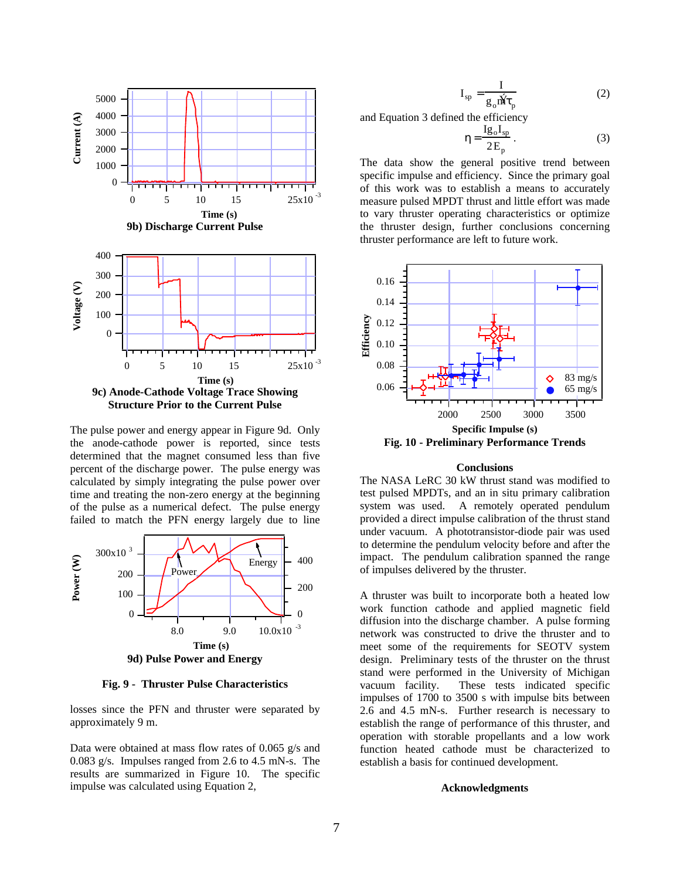9b) Discharge Current Pulse

9c) Anode-Cathode Voltage Trace Showing Structure Prior to the Current Pulse

The pulse power and energy appear in Figure 9d. Only the anode-cathode power is reported, since tests determined that the magnet consumed less than five percent of the discharge power. The pulse energy was calculated by simply integrating the pulse power over time and treating the non-zero energy at the beginning of the pulse as a numerical defect. The pulse energy failed to match the PFN energy largely due to line losses since the PFN and thruster were separated by approximately 9 m.

9d) Pulse Power and Energy

**Fig. 9 - Thruster Pulse Characteristics**

Data were obtained at mass flow rates of 0.065 g/s and 0.083 g/s. Impulses ranged from 2.6 to 4.5 mN-s. The results are summarized in Figure 10. The specific impulse was calculated using Equation 2,

$$I_{sp} = \frac{I}{g_o \dot{m} \tau_p} \tag{2}$$

and Equation 3 defined the efficiency

$$\eta = \frac{I g_o I_{sp}}{2 E_p}. \tag{3}$$

The data show the general positive trend between specific impulse and efficiency. Since the primary goal of this work was to establish a means to accurately measure pulsed MPDT thrust and little effort was made to vary thruster operating characteristics or optimize the thruster design, further conclusions concerning thruster performance are left to future work.

**Fig. 10 - Preliminary Performance Trends**

## Conclusions

The NASA LeRC 30 kW thrust stand was modified to test pulsed MPDTs, and an in situ primary calibration system was used. A remotely operated pendulum provided a direct impulse calibration of the thrust stand under vacuum. A phototransistor-diode pair was used to determine the pendulum velocity before and after the impact. The pendulum calibration spanned the range of impulses delivered by the thruster.

A thruster was built to incorporate both a heated low work function cathode and applied magnetic field diffusion into the discharge chamber. A pulse forming network was constructed to drive the thruster and to meet some of the requirements for SEOTV system design. Preliminary tests of the thruster on the thrust stand were performed in the University of Michigan vacuum facility. These tests indicated specific impulses of 1700 to 3500 s with impulse bits between 2.6 and 4.5 mN-s. Further research is necessary to establish the range of performance of this thruster, and operation with storable propellants and a low work function heated cathode must be characterized to establish a basis for continued development.

## Acknowledgments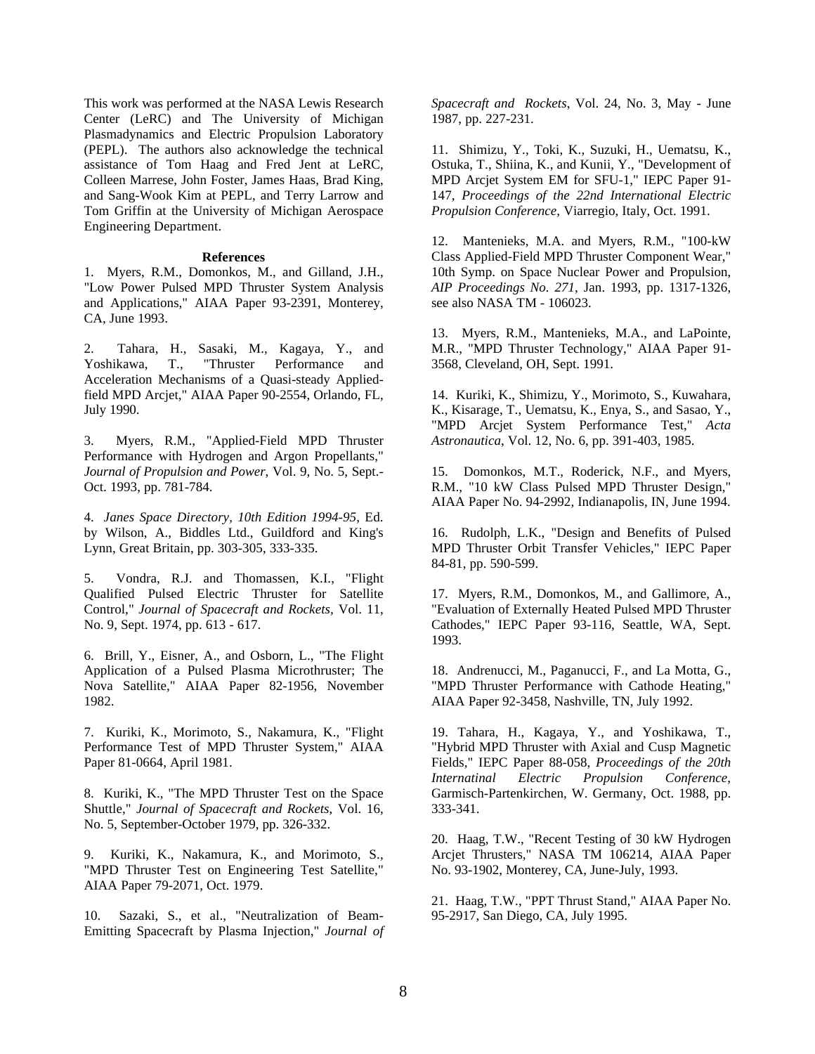This work was performed at the NASA Lewis Research Center (LeRC) and The University of Michigan Plasmadynamics and Electric Propulsion Laboratory (PEPL). The authors also acknowledge the technical assistance of Tom Haag and Fred Jent at LeRC, Colleen Marrese, John Foster, James Haas, Brad King, and Sang-Wook Kim at PEPL, and Terry Larrow and Tom Griffin at the University of Michigan Aerospace Engineering Department.

## References

1. Myers, R.M., Domonkos, M., and Gilland, J.H., "Low Power Pulsed MPD Thruster System Analysis and Applications," AIAA Paper 93-2391, Monterey, CA, June 1993.

2. Tahara, H., Sasaki, M., Kagaya, Y., and Yoshikawa, T., "Thruster Performance and Acceleration Mechanisms of a Quasi-steady Applied-field MPD Arcjet," AIAA Paper 90-2554, Orlando, FL, July 1990.

3. Myers, R.M., "Applied-Field MPD Thruster Performance with Hydrogen and Argon Propellants," *Journal of Propulsion and Power*, Vol. 9, No. 5, Sept.-Oct. 1993, pp. 781-784.

4. *Janes Space Directory, 10th Edition 1994-95*, Ed. by Wilson, A., Biddles Ltd., Guildford and King's Lynn, Great Britain, pp. 303-305, 333-335.

5. Vondra, R.J. and Thomassen, K.I., "Flight Qualified Pulsed Electric Thruster for Satellite Control," *Journal of Spacecraft and Rockets*, Vol. 11, No. 9, Sept. 1974, pp. 613 - 617.

6. Brill, Y., Eisner, A., and Osborn, L., "The Flight Application of a Pulsed Plasma Microthruster; The Nova Satellite," AIAA Paper 82-1956, November 1982.

7. Kuriki, K., Morimoto, S., Nakamura, K., "Flight Performance Test of MPD Thruster System," AIAA Paper 81-0664, April 1981.

8. Kuriki, K., "The MPD Thruster Test on the Space Shuttle," *Journal of Spacecraft and Rockets*, Vol. 16, No. 5, September-October 1979, pp. 326-332.

9. Kuriki, K., Nakamura, K., and Morimoto, S., "MPD Thruster Test on Engineering Test Satellite," AIAA Paper 79-2071, Oct. 1979.

10. Sazaki, S., et al., "Neutralization of Beam-Emitting Spacecraft by Plasma Injection," *Journal of Spacecraft and Rockets*, Vol. 24, No. 3, May - June 1987, pp. 227-231.

11. Shimizu, Y., Toki, K., Suzuki, H., Uematsu, K., Ostuka, T., Shiina, K., and Kunii, Y., "Development of MPD Arcjet System EM for SFU-1," IEPC Paper 91-147, *Proceedings of the 22nd International Electric Propulsion Conference*, Viarregio, Italy, Oct. 1991.

12. Mantenieks, M.A. and Myers, R.M., "100-kW Class Applied-Field MPD Thruster Component Wear," 10th Symp. on Space Nuclear Power and Propulsion, *AIP Proceedings No. 271*, Jan. 1993, pp. 1317-1326, see also NASA TM - 106023.

13. Myers, R.M., Mantenieks, M.A., and LaPointe, M.R., "MPD Thruster Technology," AIAA Paper 91-3568, Cleveland, OH, Sept. 1991.

14. Kuriki, K., Shimizu, Y., Morimoto, S., Kuwahara, K., Kisarage, T., Uematsu, K., Enya, S., and Sasao, Y., "MPD Arcjet System Performance Test," *Acta Astronautica*, Vol. 12, No. 6, pp. 391-403, 1985.

15. Domonkos, M.T., Roderick, N.F., and Myers, R.M., "10 kW Class Pulsed MPD Thruster Design," AIAA Paper No. 94-2992, Indianapolis, IN, June 1994.

16. Rudolph, L.K., "Design and Benefits of Pulsed MPD Thruster Orbit Transfer Vehicles," IEPC Paper 84-81, pp. 590-599.

17. Myers, R.M., Domonkos, M., and Gallimore, A., "Evaluation of Externally Heated Pulsed MPD Thruster Cathodes," IEPC Paper 93-116, Seattle, WA, Sept. 1993.

18. Andrenucci, M., Paganucci, F., and La Motta, G., "MPD Thruster Performance with Cathode Heating," AIAA Paper 92-3458, Nashville, TN, July 1992.

19. Tahara, H., Kagaya, Y., and Yoshikawa, T., "Hybrid MPD Thruster with Axial and Cusp Magnetic Fields," IEPC Paper 88-058, *Proceedings of the 20th Internatinal Electric Propulsion Conference*, Garmisch-Partenkirchen, W. Germany, Oct. 1988, pp. 333-341.

20. Haag, T.W., "Recent Testing of 30 kW Hydrogen Arcjet Thrusters," NASA TM 106214, AIAA Paper No. 93-1902, Monterey, CA, June-July, 1993.

21. Haag, T.W., "PPT Thrust Stand," AIAA Paper No. 95-2917, San Diego, CA, July 1995.